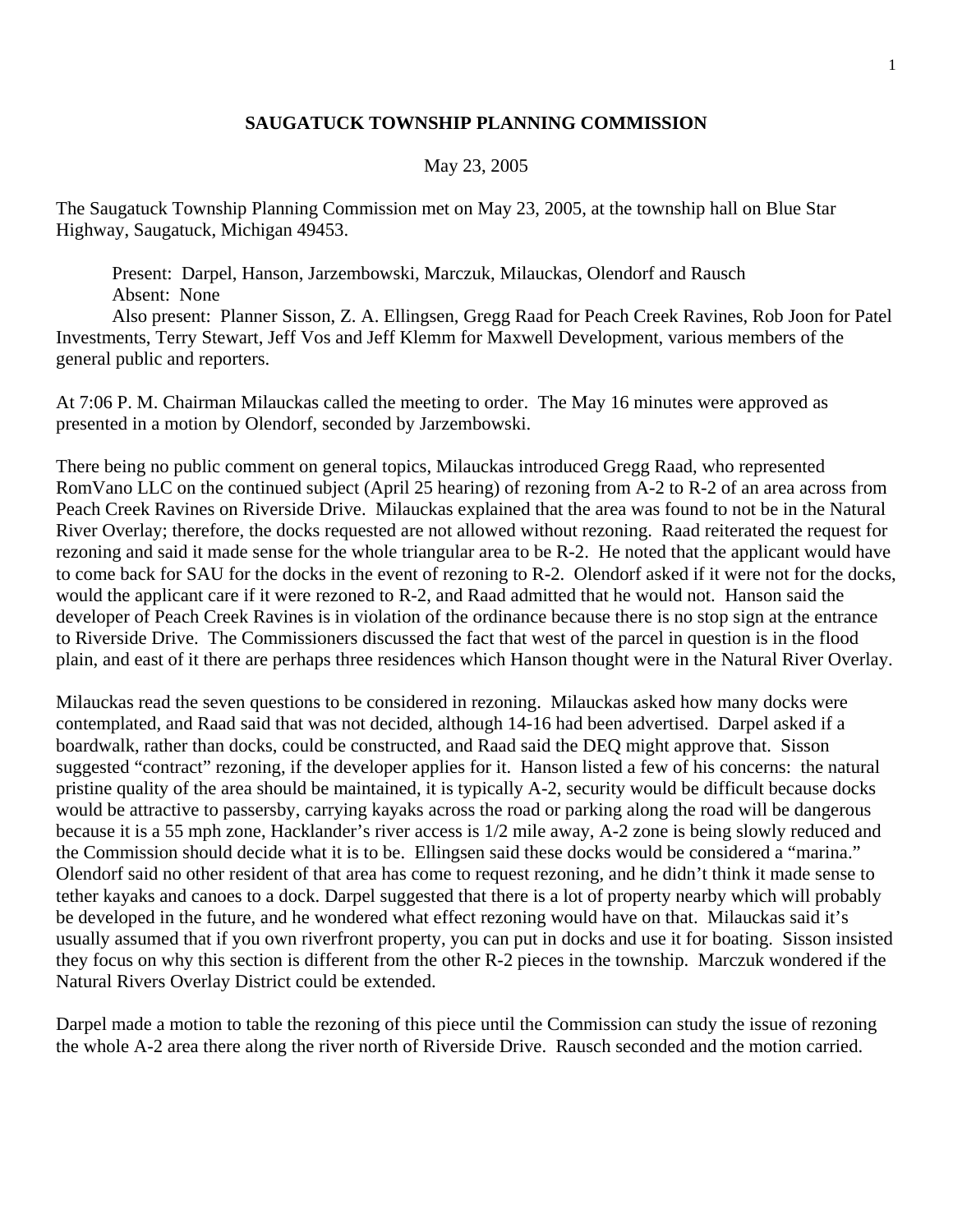# SAUGATUCK TOWNSHIP PLANNING COMMISSION

May 23, 2005

The Saugatuck Township Planning Commission met on May 23, 2005, at the township hall on Blue Star Highway, Saugatuck, Michigan 49453.

Present: Darpel, Hanson, Jarzembowski, Marczuk, Milauckas, Olendorf and Rausch
Absent: None
Also present: Planner Sisson, Z. A. Ellingsen, Gregg Raad for Peach Creek Ravines, Rob Joon for Patel Investments, Terry Stewart, Jeff Vos and Jeff Klemm for Maxwell Development, various members of the general public and reporters.

At 7:06 P. M. Chairman Milauckas called the meeting to order. The May 16 minutes were approved as presented in a motion by Olendorf, seconded by Jarzembowski.

There being no public comment on general topics, Milauckas introduced Gregg Raad, who represented RomVano LLC on the continued subject (April 25 hearing) of rezoning from A-2 to R-2 of an area across from Peach Creek Ravines on Riverside Drive. Milauckas explained that the area was found to not be in the Natural River Overlay; therefore, the docks requested are not allowed without rezoning. Raad reiterated the request for rezoning and said it made sense for the whole triangular area to be R-2. He noted that the applicant would have to come back for SAU for the docks in the event of rezoning to R-2. Olendorf asked if it were not for the docks, would the applicant care if it were rezoned to R-2, and Raad admitted that he would not. Hanson said the developer of Peach Creek Ravines is in violation of the ordinance because there is no stop sign at the entrance to Riverside Drive. The Commissioners discussed the fact that west of the parcel in question is in the flood plain, and east of it there are perhaps three residences which Hanson thought were in the Natural River Overlay.

Milauckas read the seven questions to be considered in rezoning. Milauckas asked how many docks were contemplated, and Raad said that was not decided, although 14-16 had been advertised. Darpel asked if a boardwalk, rather than docks, could be constructed, and Raad said the DEQ might approve that. Sisson suggested "contract" rezoning, if the developer applies for it. Hanson listed a few of his concerns: the natural pristine quality of the area should be maintained, it is typically A-2, security would be difficult because docks would be attractive to passersby, carrying kayaks across the road or parking along the road will be dangerous because it is a 55 mph zone, Hacklander's river access is 1/2 mile away, A-2 zone is being slowly reduced and the Commission should decide what it is to be. Ellingsen said these docks would be considered a "marina." Olendorf said no other resident of that area has come to request rezoning, and he didn't think it made sense to tether kayaks and canoes to a dock. Darpel suggested that there is a lot of property nearby which will probably be developed in the future, and he wondered what effect rezoning would have on that. Milauckas said it's usually assumed that if you own riverfront property, you can put in docks and use it for boating. Sisson insisted they focus on why this section is different from the other R-2 pieces in the township. Marczuk wondered if the Natural Rivers Overlay District could be extended.

Darpel made a motion to table the rezoning of this piece until the Commission can study the issue of rezoning the whole A-2 area there along the river north of Riverside Drive. Rausch seconded and the motion carried.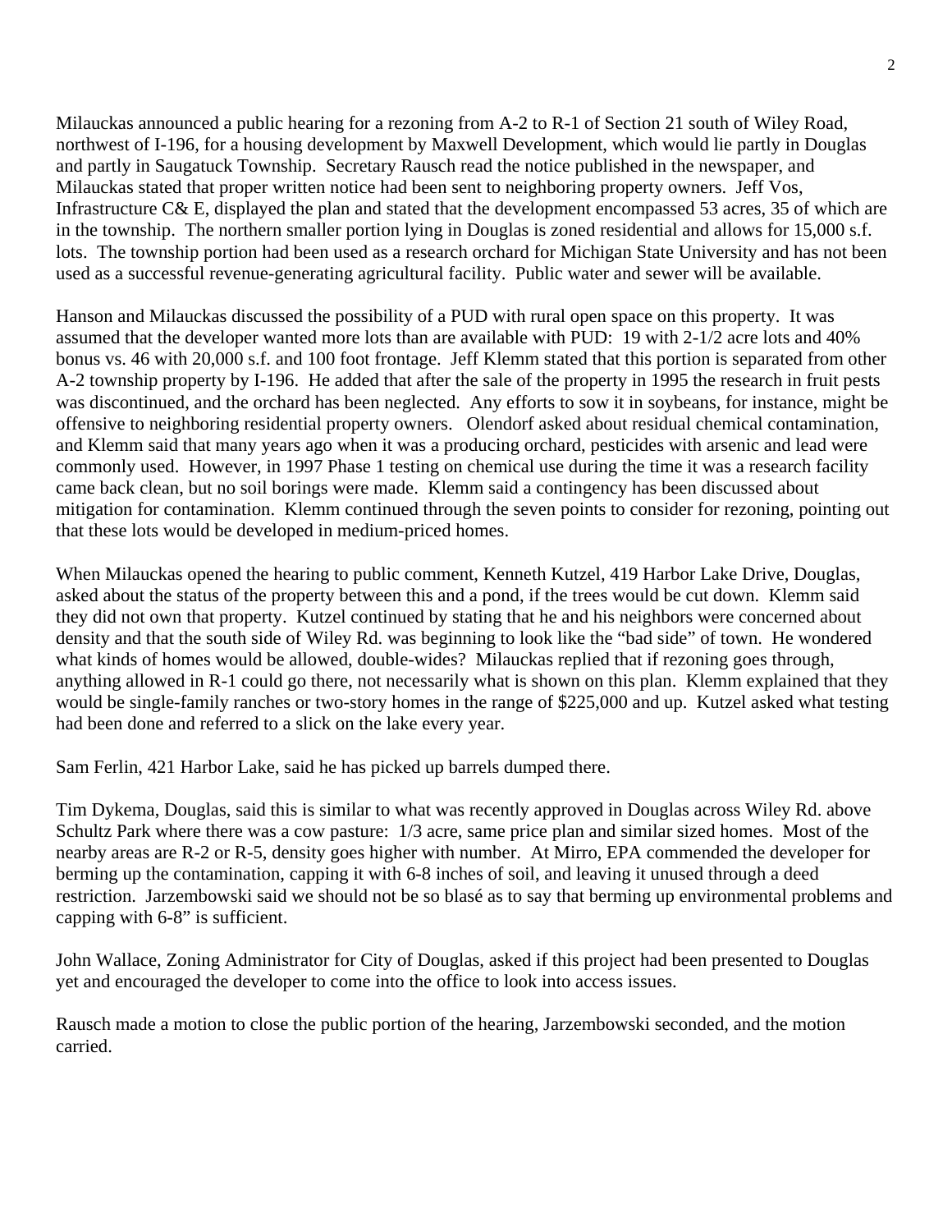Milauckas announced a public hearing for a rezoning from A-2 to R-1 of Section 21 south of Wiley Road, northwest of I-196, for a housing development by Maxwell Development, which would lie partly in Douglas and partly in Saugatuck Township. Secretary Rausch read the notice published in the newspaper, and Milauckas stated that proper written notice had been sent to neighboring property owners. Jeff Vos, Infrastructure C& E, displayed the plan and stated that the development encompassed 53 acres, 35 of which are in the township. The northern smaller portion lying in Douglas is zoned residential and allows for 15,000 s.f. lots. The township portion had been used as a research orchard for Michigan State University and has not been used as a successful revenue-generating agricultural facility. Public water and sewer will be available.

Hanson and Milauckas discussed the possibility of a PUD with rural open space on this property. It was assumed that the developer wanted more lots than are available with PUD: 19 with 2-1/2 acre lots and 40% bonus vs. 46 with 20,000 s.f. and 100 foot frontage. Jeff Klemm stated that this portion is separated from other A-2 township property by I-196. He added that after the sale of the property in 1995 the research in fruit pests was discontinued, and the orchard has been neglected. Any efforts to sow it in soybeans, for instance, might be offensive to neighboring residential property owners. Olendorf asked about residual chemical contamination, and Klemm said that many years ago when it was a producing orchard, pesticides with arsenic and lead were commonly used. However, in 1997 Phase 1 testing on chemical use during the time it was a research facility came back clean, but no soil borings were made. Klemm said a contingency has been discussed about mitigation for contamination. Klemm continued through the seven points to consider for rezoning, pointing out that these lots would be developed in medium-priced homes.

When Milauckas opened the hearing to public comment, Kenneth Kutzel, 419 Harbor Lake Drive, Douglas, asked about the status of the property between this and a pond, if the trees would be cut down. Klemm said they did not own that property. Kutzel continued by stating that he and his neighbors were concerned about density and that the south side of Wiley Rd. was beginning to look like the "bad side" of town. He wondered what kinds of homes would be allowed, double-wides? Milauckas replied that if rezoning goes through, anything allowed in R-1 could go there, not necessarily what is shown on this plan. Klemm explained that they would be single-family ranches or two-story homes in the range of $225,000 and up. Kutzel asked what testing had been done and referred to a slick on the lake every year.

Sam Ferlin, 421 Harbor Lake, said he has picked up barrels dumped there.

Tim Dykema, Douglas, said this is similar to what was recently approved in Douglas across Wiley Rd. above Schultz Park where there was a cow pasture: 1/3 acre, same price plan and similar sized homes. Most of the nearby areas are R-2 or R-5, density goes higher with number. At Mirro, EPA commended the developer for berming up the contamination, capping it with 6-8 inches of soil, and leaving it unused through a deed restriction. Jarzembowski said we should not be so blasé as to say that berming up environmental problems and capping with 6-8" is sufficient.

John Wallace, Zoning Administrator for City of Douglas, asked if this project had been presented to Douglas yet and encouraged the developer to come into the office to look into access issues.

Rausch made a motion to close the public portion of the hearing, Jarzembowski seconded, and the motion carried.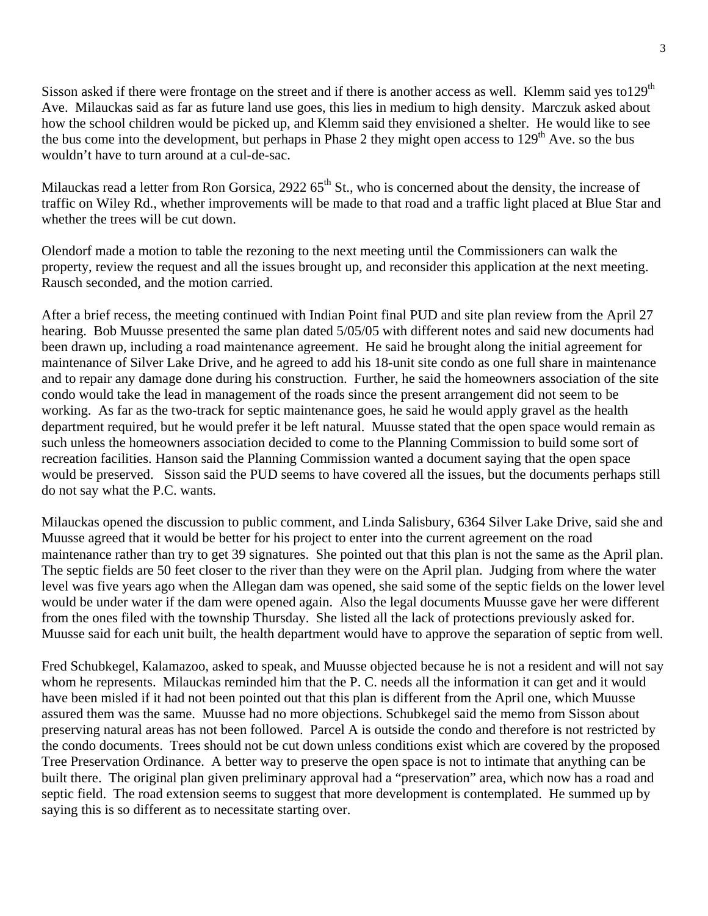Sisson asked if there were frontage on the street and if there is another access as well. Klemm said yes to129th Ave. Milauckas said as far as future land use goes, this lies in medium to high density. Marczuk asked about how the school children would be picked up, and Klemm said they envisioned a shelter. He would like to see the bus come into the development, but perhaps in Phase 2 they might open access to 129th Ave. so the bus wouldn't have to turn around at a cul-de-sac.

Milauckas read a letter from Ron Gorsica, 2922 65th St., who is concerned about the density, the increase of traffic on Wiley Rd., whether improvements will be made to that road and a traffic light placed at Blue Star and whether the trees will be cut down.

Olendorf made a motion to table the rezoning to the next meeting until the Commissioners can walk the property, review the request and all the issues brought up, and reconsider this application at the next meeting. Rausch seconded, and the motion carried.

After a brief recess, the meeting continued with Indian Point final PUD and site plan review from the April 27 hearing. Bob Muusse presented the same plan dated 5/05/05 with different notes and said new documents had been drawn up, including a road maintenance agreement. He said he brought along the initial agreement for maintenance of Silver Lake Drive, and he agreed to add his 18-unit site condo as one full share in maintenance and to repair any damage done during his construction. Further, he said the homeowners association of the site condo would take the lead in management of the roads since the present arrangement did not seem to be working. As far as the two-track for septic maintenance goes, he said he would apply gravel as the health department required, but he would prefer it be left natural. Muusse stated that the open space would remain as such unless the homeowners association decided to come to the Planning Commission to build some sort of recreation facilities. Hanson said the Planning Commission wanted a document saying that the open space would be preserved. Sisson said the PUD seems to have covered all the issues, but the documents perhaps still do not say what the P.C. wants.

Milauckas opened the discussion to public comment, and Linda Salisbury, 6364 Silver Lake Drive, said she and Muusse agreed that it would be better for his project to enter into the current agreement on the road maintenance rather than try to get 39 signatures. She pointed out that this plan is not the same as the April plan. The septic fields are 50 feet closer to the river than they were on the April plan. Judging from where the water level was five years ago when the Allegan dam was opened, she said some of the septic fields on the lower level would be under water if the dam were opened again. Also the legal documents Muusse gave her were different from the ones filed with the township Thursday. She listed all the lack of protections previously asked for. Muusse said for each unit built, the health department would have to approve the separation of septic from well.

Fred Schubkegel, Kalamazoo, asked to speak, and Muusse objected because he is not a resident and will not say whom he represents. Milauckas reminded him that the P. C. needs all the information it can get and it would have been misled if it had not been pointed out that this plan is different from the April one, which Muusse assured them was the same. Muusse had no more objections. Schubkegel said the memo from Sisson about preserving natural areas has not been followed. Parcel A is outside the condo and therefore is not restricted by the condo documents. Trees should not be cut down unless conditions exist which are covered by the proposed Tree Preservation Ordinance. A better way to preserve the open space is not to intimate that anything can be built there. The original plan given preliminary approval had a "preservation" area, which now has a road and septic field. The road extension seems to suggest that more development is contemplated. He summed up by saying this is so different as to necessitate starting over.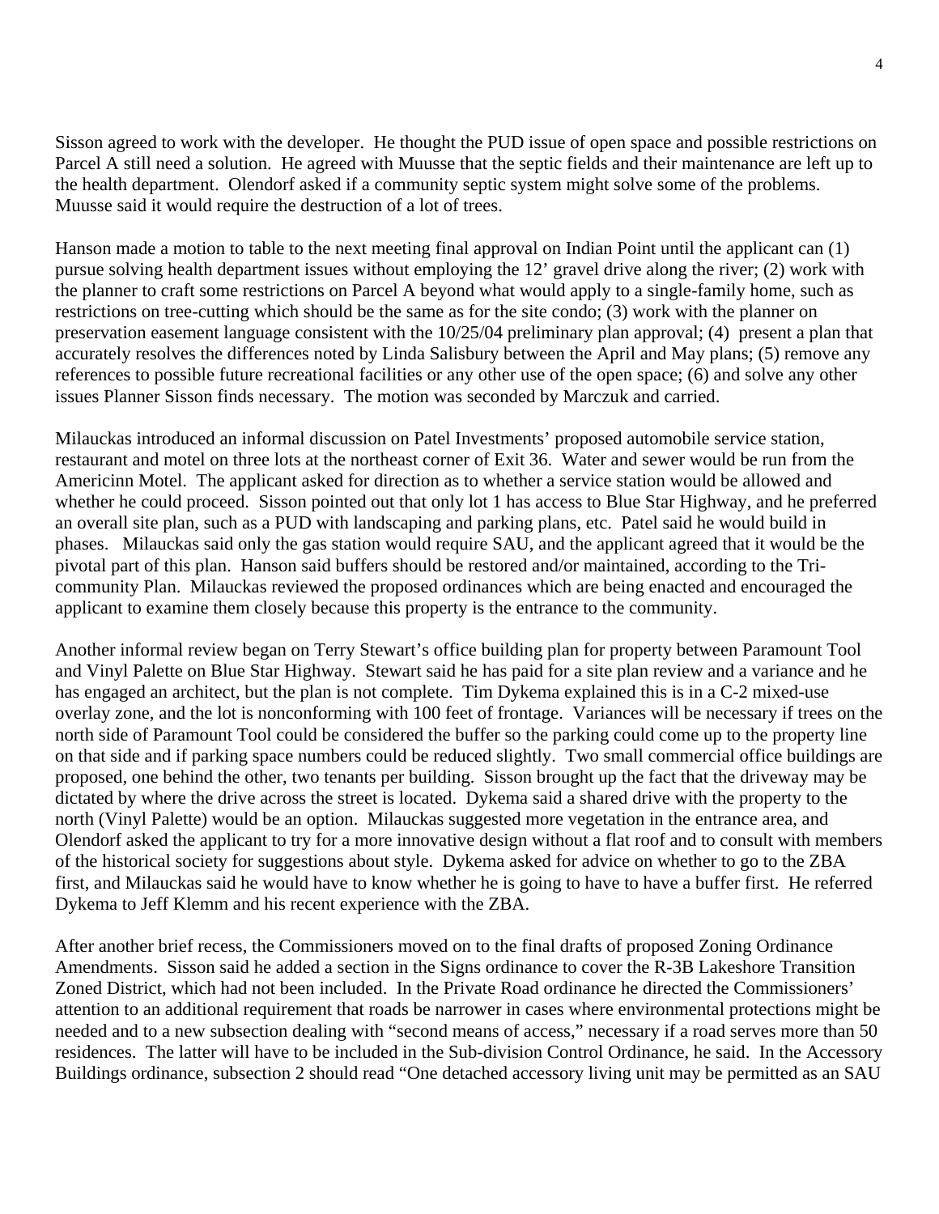Sisson agreed to work with the developer. He thought the PUD issue of open space and possible restrictions on Parcel A still need a solution. He agreed with Muusse that the septic fields and their maintenance are left up to the health department. Olendorf asked if a community septic system might solve some of the problems. Muusse said it would require the destruction of a lot of trees.

Hanson made a motion to table to the next meeting final approval on Indian Point until the applicant can (1) pursue solving health department issues without employing the 12' gravel drive along the river; (2) work with the planner to craft some restrictions on Parcel A beyond what would apply to a single-family home, such as restrictions on tree-cutting which should be the same as for the site condo; (3) work with the planner on preservation easement language consistent with the 10/25/04 preliminary plan approval; (4) present a plan that accurately resolves the differences noted by Linda Salisbury between the April and May plans; (5) remove any references to possible future recreational facilities or any other use of the open space; (6) and solve any other issues Planner Sisson finds necessary. The motion was seconded by Marczuk and carried.

Milauckas introduced an informal discussion on Patel Investments' proposed automobile service station, restaurant and motel on three lots at the northeast corner of Exit 36. Water and sewer would be run from the Americinn Motel. The applicant asked for direction as to whether a service station would be allowed and whether he could proceed. Sisson pointed out that only lot 1 has access to Blue Star Highway, and he preferred an overall site plan, such as a PUD with landscaping and parking plans, etc. Patel said he would build in phases. Milauckas said only the gas station would require SAU, and the applicant agreed that it would be the pivotal part of this plan. Hanson said buffers should be restored and/or maintained, according to the Tri-community Plan. Milauckas reviewed the proposed ordinances which are being enacted and encouraged the applicant to examine them closely because this property is the entrance to the community.

Another informal review began on Terry Stewart's office building plan for property between Paramount Tool and Vinyl Palette on Blue Star Highway. Stewart said he has paid for a site plan review and a variance and he has engaged an architect, but the plan is not complete. Tim Dykema explained this is in a C-2 mixed-use overlay zone, and the lot is nonconforming with 100 feet of frontage. Variances will be necessary if trees on the north side of Paramount Tool could be considered the buffer so the parking could come up to the property line on that side and if parking space numbers could be reduced slightly. Two small commercial office buildings are proposed, one behind the other, two tenants per building. Sisson brought up the fact that the driveway may be dictated by where the drive across the street is located. Dykema said a shared drive with the property to the north (Vinyl Palette) would be an option. Milauckas suggested more vegetation in the entrance area, and Olendorf asked the applicant to try for a more innovative design without a flat roof and to consult with members of the historical society for suggestions about style. Dykema asked for advice on whether to go to the ZBA first, and Milauckas said he would have to know whether he is going to have to have a buffer first. He referred Dykema to Jeff Klemm and his recent experience with the ZBA.

After another brief recess, the Commissioners moved on to the final drafts of proposed Zoning Ordinance Amendments. Sisson said he added a section in the Signs ordinance to cover the R-3B Lakeshore Transition Zoned District, which had not been included. In the Private Road ordinance he directed the Commissioners' attention to an additional requirement that roads be narrower in cases where environmental protections might be needed and to a new subsection dealing with "second means of access," necessary if a road serves more than 50 residences. The latter will have to be included in the Sub-division Control Ordinance, he said. In the Accessory Buildings ordinance, subsection 2 should read "One detached accessory living unit may be permitted as an SAU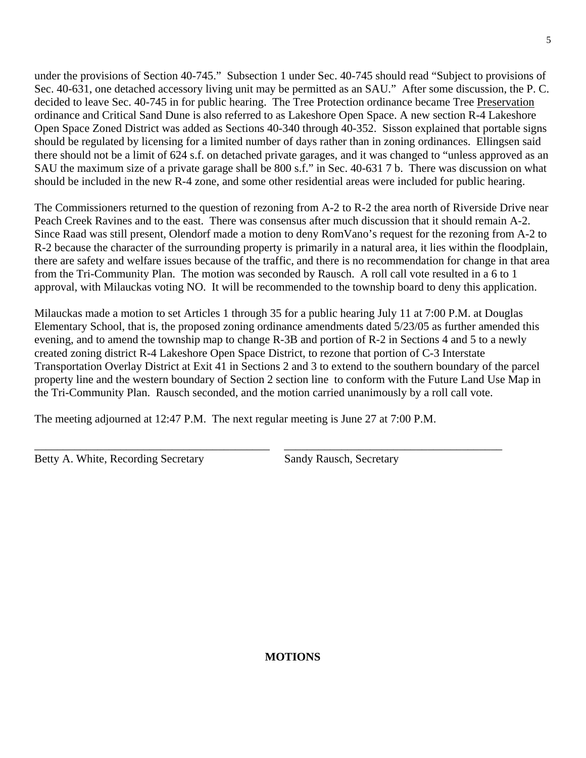under the provisions of Section 40-745." Subsection 1 under Sec. 40-745 should read "Subject to provisions of Sec. 40-631, one detached accessory living unit may be permitted as an SAU." After some discussion, the P. C. decided to leave Sec. 40-745 in for public hearing. The Tree Protection ordinance became Tree Preservation ordinance and Critical Sand Dune is also referred to as Lakeshore Open Space. A new section R-4 Lakeshore Open Space Zoned District was added as Sections 40-340 through 40-352. Sisson explained that portable signs should be regulated by licensing for a limited number of days rather than in zoning ordinances. Ellingsen said there should not be a limit of 624 s.f. on detached private garages, and it was changed to "unless approved as an SAU the maximum size of a private garage shall be 800 s.f." in Sec. 40-631 7 b. There was discussion on what should be included in the new R-4 zone, and some other residential areas were included for public hearing.

The Commissioners returned to the question of rezoning from A-2 to R-2 the area north of Riverside Drive near Peach Creek Ravines and to the east. There was consensus after much discussion that it should remain A-2. Since Raad was still present, Olendorf made a motion to deny RomVano's request for the rezoning from A-2 to R-2 because the character of the surrounding property is primarily in a natural area, it lies within the floodplain, there are safety and welfare issues because of the traffic, and there is no recommendation for change in that area from the Tri-Community Plan. The motion was seconded by Rausch. A roll call vote resulted in a 6 to 1 approval, with Milauckas voting NO. It will be recommended to the township board to deny this application.

Milauckas made a motion to set Articles 1 through 35 for a public hearing July 11 at 7:00 P.M. at Douglas Elementary School, that is, the proposed zoning ordinance amendments dated 5/23/05 as further amended this evening, and to amend the township map to change R-3B and portion of R-2 in Sections 4 and 5 to a newly created zoning district R-4 Lakeshore Open Space District, to rezone that portion of C-3 Interstate Transportation Overlay District at Exit 41 in Sections 2 and 3 to extend to the southern boundary of the parcel property line and the western boundary of Section 2 section line to conform with the Future Land Use Map in the Tri-Community Plan. Rausch seconded, and the motion carried unanimously by a roll call vote.

The meeting adjourned at 12:47 P.M. The next regular meeting is June 27 at 7:00 P.M.

_________________________________________ _________________________________________

Betty A. White, Recording Secretary Sandy Rausch, Secretary

**MOTIONS**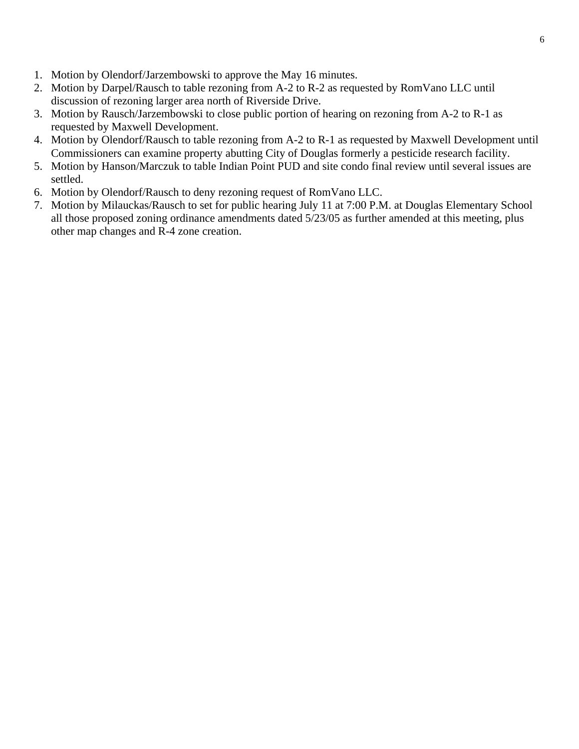1. Motion by Olendorf/Jarzembowski to approve the May 16 minutes.
2. Motion by Darpel/Rausch to table rezoning from A-2 to R-2 as requested by RomVano LLC until discussion of rezoning larger area north of Riverside Drive.
3. Motion by Rausch/Jarzembowski to close public portion of hearing on rezoning from A-2 to R-1 as requested by Maxwell Development.
4. Motion by Olendorf/Rausch to table rezoning from A-2 to R-1 as requested by Maxwell Development until Commissioners can examine property abutting City of Douglas formerly a pesticide research facility.
5. Motion by Hanson/Marczuk to table Indian Point PUD and site condo final review until several issues are settled.
6. Motion by Olendorf/Rausch to deny rezoning request of RomVano LLC.
7. Motion by Milauckas/Rausch to set for public hearing July 11 at 7:00 P.M. at Douglas Elementary School all those proposed zoning ordinance amendments dated 5/23/05 as further amended at this meeting, plus other map changes and R-4 zone creation.